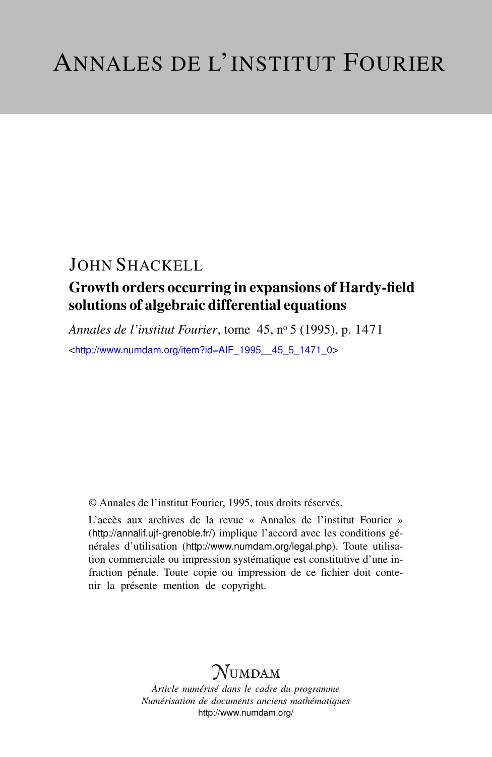# ANNALES DE L'INSTITUT FOURIER

## JOHN SHACKELL

### Growth orders occurring in expansions of Hardy-field solutions of algebraic differential equations

*Annales de l'institut Fourier*, tome 45, nº 5 (1995), p. 1471

<http://www.numdam.org/item?id=AIF_1995__45_5_1471_0>

© Annales de l'institut Fourier, 1995, tous droits réservés.

L'accès aux archives de la revue « Annales de l'institut Fourier » (http://annalif.ujf-grenoble.fr/) implique l'accord avec les conditions générales d'utilisation (http://www.numdam.org/legal.php). Toute utilisation commerciale ou impression systématique est constitutive d'une infraction pénale. Toute copie ou impression de ce fichier doit contenir la présente mention de copyright.

NUMDAM

*Article numérisé dans le cadre du programme*
*Numérisation de documents anciens mathématiques*
http://www.numdam.org/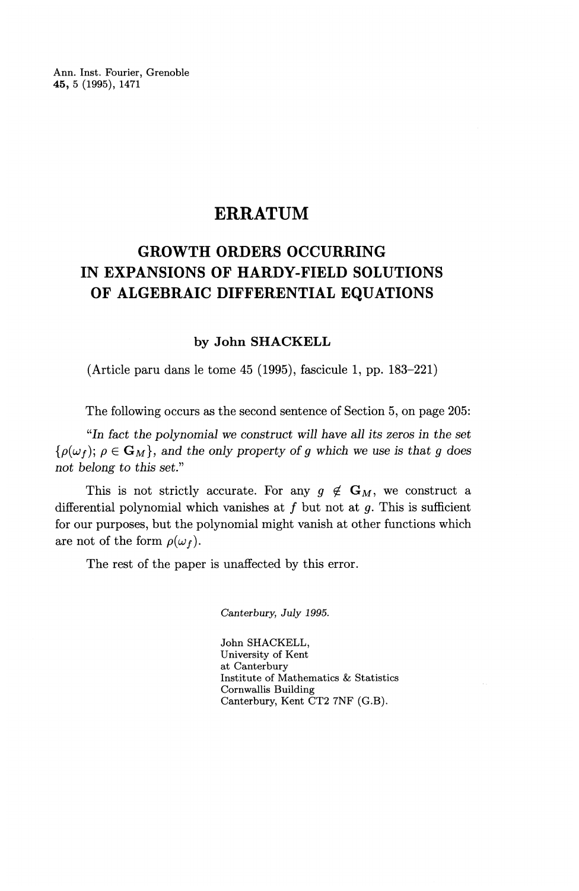# ERRATUM

## GROWTH ORDERS OCCURRING IN EXPANSIONS OF HARDY-FIELD SOLUTIONS OF ALGEBRAIC DIFFERENTIAL EQUATIONS

**by John SHACKELL**

(Article paru dans le tome 45 (1995), fascicule 1, pp. 183–221)

The following occurs as the second sentence of Section 5, on page 205:

"*In fact the polynomial we construct will have all its zeros in the set* $\{\rho(\omega_f);\ \rho \in \mathbf{G}_M\}$, *and the only property of* $g$ *which we use is that* $g$ *does not belong to this set.*"

This is not strictly accurate. For any $g \notin \mathbf{G}_M$, we construct a differential polynomial which vanishes at $f$ but not at $g$. This is sufficient for our purposes, but the polynomial might vanish at other functions which are not of the form $\rho(\omega_f)$.

The rest of the paper is unaffected by this error.

*Canterbury, July 1995.*

John SHACKELL,
University of Kent
at Canterbury
Institute of Mathematics & Statistics
Cornwallis Building
Canterbury, Kent CT2 7NF (G.B).